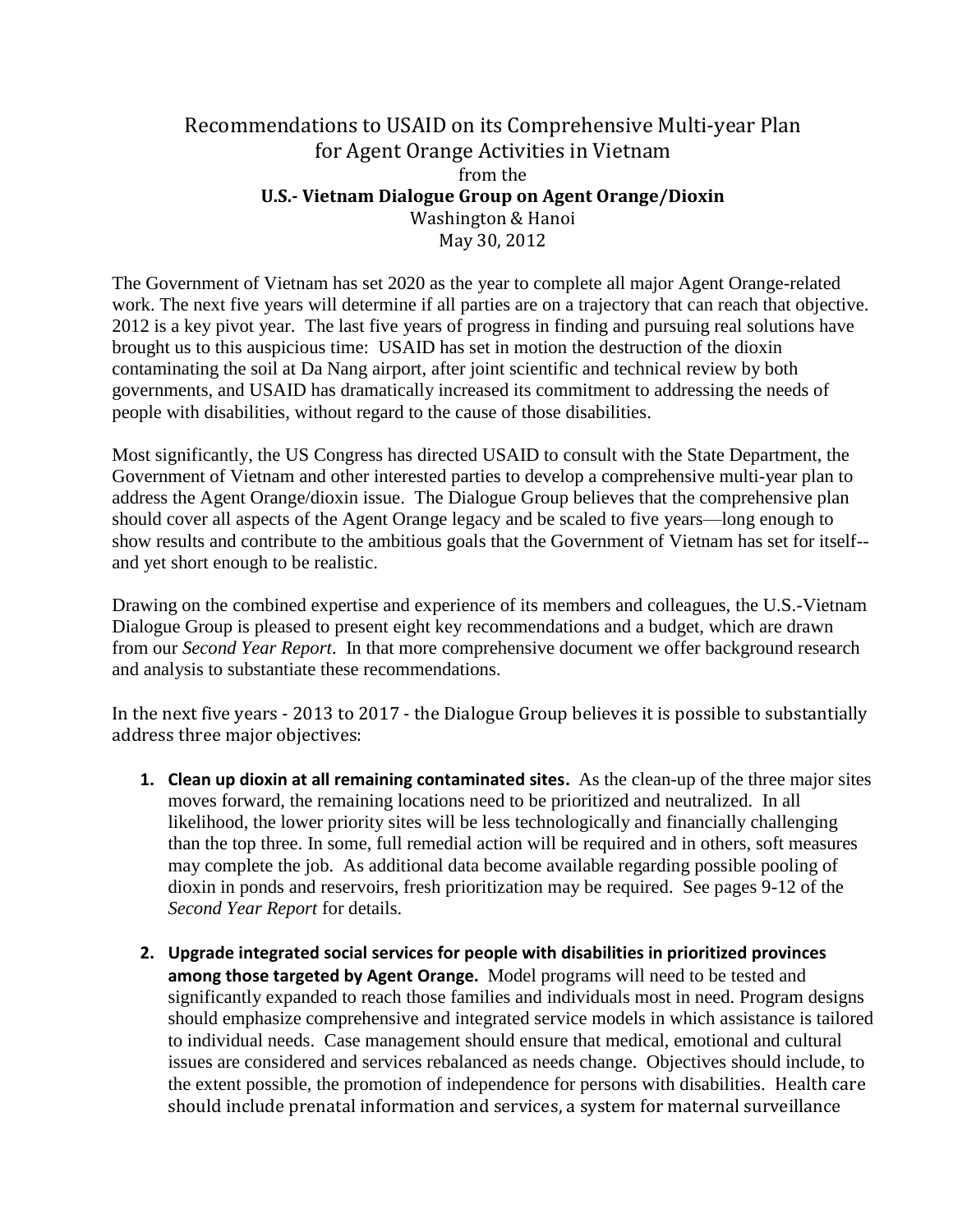# Recommendations to USAID on its Comprehensive Multi-year Plan for Agent Orange Activities in Vietnam

from the

**U.S.- Vietnam Dialogue Group on Agent Orange/Dioxin**

Washington & Hanoi

May 30, 2012

The Government of Vietnam has set 2020 as the year to complete all major Agent Orange-related work. The next five years will determine if all parties are on a trajectory that can reach that objective. 2012 is a key pivot year. The last five years of progress in finding and pursuing real solutions have brought us to this auspicious time: USAID has set in motion the destruction of the dioxin contaminating the soil at Da Nang airport, after joint scientific and technical review by both governments, and USAID has dramatically increased its commitment to addressing the needs of people with disabilities, without regard to the cause of those disabilities.

Most significantly, the US Congress has directed USAID to consult with the State Department, the Government of Vietnam and other interested parties to develop a comprehensive multi-year plan to address the Agent Orange/dioxin issue. The Dialogue Group believes that the comprehensive plan should cover all aspects of the Agent Orange legacy and be scaled to five years—long enough to show results and contribute to the ambitious goals that the Government of Vietnam has set for itself--and yet short enough to be realistic.

Drawing on the combined expertise and experience of its members and colleagues, the U.S.-Vietnam Dialogue Group is pleased to present eight key recommendations and a budget, which are drawn from our *Second Year Report*. In that more comprehensive document we offer background research and analysis to substantiate these recommendations.

In the next five years - 2013 to 2017 - the Dialogue Group believes it is possible to substantially address three major objectives:

1. **Clean up dioxin at all remaining contaminated sites.** As the clean-up of the three major sites moves forward, the remaining locations need to be prioritized and neutralized. In all likelihood, the lower priority sites will be less technologically and financially challenging than the top three. In some, full remedial action will be required and in others, soft measures may complete the job. As additional data become available regarding possible pooling of dioxin in ponds and reservoirs, fresh prioritization may be required. See pages 9-12 of the *Second Year Report* for details.

2. **Upgrade integrated social services for people with disabilities in prioritized provinces among those targeted by Agent Orange.** Model programs will need to be tested and significantly expanded to reach those families and individuals most in need. Program designs should emphasize comprehensive and integrated service models in which assistance is tailored to individual needs. Case management should ensure that medical, emotional and cultural issues are considered and services rebalanced as needs change. Objectives should include, to the extent possible, the promotion of independence for persons with disabilities. Health care should include prenatal information and services, a system for maternal surveillance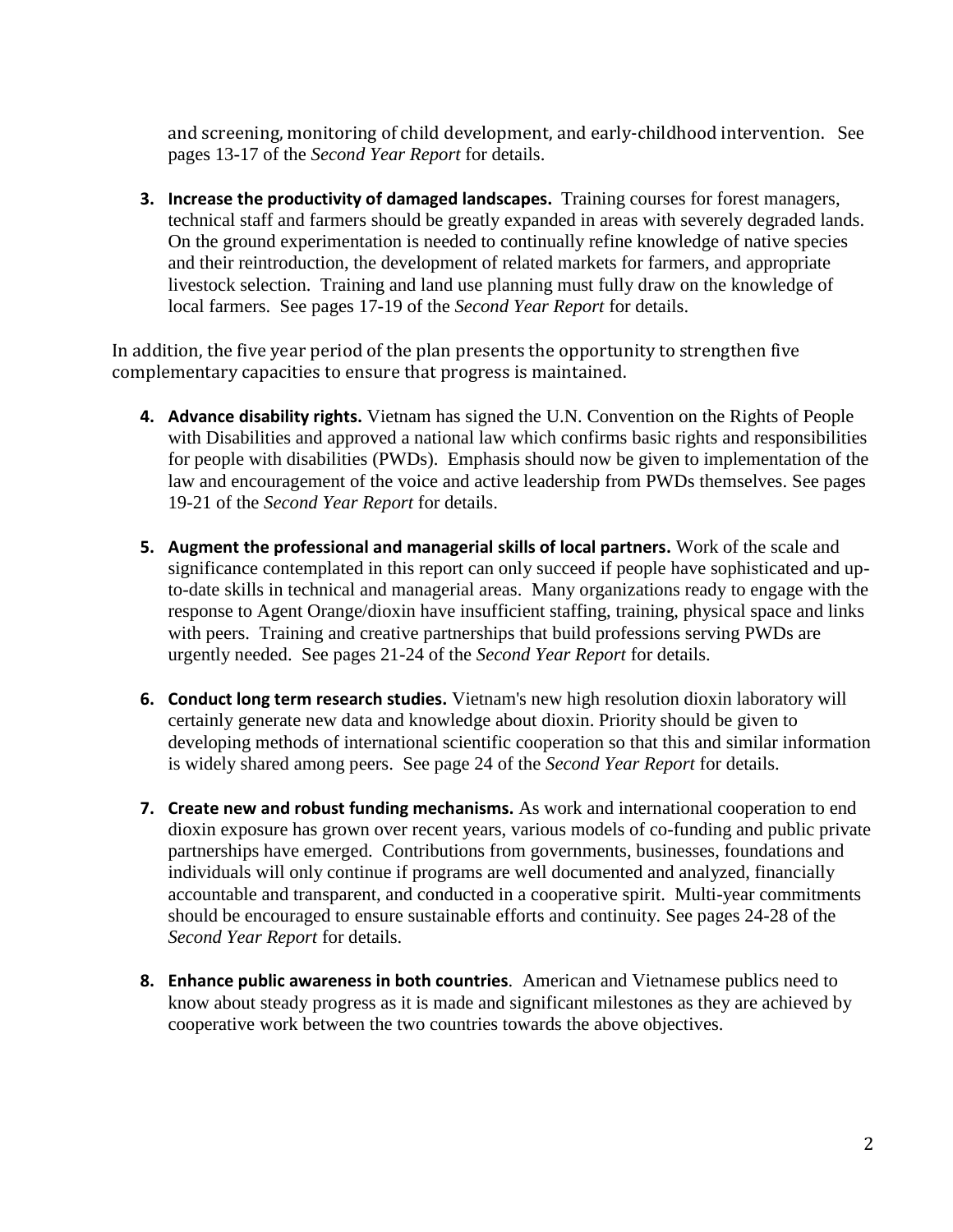and screening, monitoring of child development, and early-childhood intervention. See pages 13-17 of the *Second Year Report* for details.

3. **Increase the productivity of damaged landscapes.** Training courses for forest managers, technical staff and farmers should be greatly expanded in areas with severely degraded lands. On the ground experimentation is needed to continually refine knowledge of native species and their reintroduction, the development of related markets for farmers, and appropriate livestock selection. Training and land use planning must fully draw on the knowledge of local farmers. See pages 17-19 of the *Second Year Report* for details.

In addition, the five year period of the plan presents the opportunity to strengthen five complementary capacities to ensure that progress is maintained.

4. **Advance disability rights.** Vietnam has signed the U.N. Convention on the Rights of People with Disabilities and approved a national law which confirms basic rights and responsibilities for people with disabilities (PWDs). Emphasis should now be given to implementation of the law and encouragement of the voice and active leadership from PWDs themselves. See pages 19-21 of the *Second Year Report* for details.

5. **Augment the professional and managerial skills of local partners.** Work of the scale and significance contemplated in this report can only succeed if people have sophisticated and up-to-date skills in technical and managerial areas. Many organizations ready to engage with the response to Agent Orange/dioxin have insufficient staffing, training, physical space and links with peers. Training and creative partnerships that build professions serving PWDs are urgently needed. See pages 21-24 of the *Second Year Report* for details.

6. **Conduct long term research studies.** Vietnam's new high resolution dioxin laboratory will certainly generate new data and knowledge about dioxin. Priority should be given to developing methods of international scientific cooperation so that this and similar information is widely shared among peers. See page 24 of the *Second Year Report* for details.

7. **Create new and robust funding mechanisms.** As work and international cooperation to end dioxin exposure has grown over recent years, various models of co-funding and public private partnerships have emerged. Contributions from governments, businesses, foundations and individuals will only continue if programs are well documented and analyzed, financially accountable and transparent, and conducted in a cooperative spirit. Multi-year commitments should be encouraged to ensure sustainable efforts and continuity. See pages 24-28 of the *Second Year Report* for details.

8. **Enhance public awareness in both countries**. American and Vietnamese publics need to know about steady progress as it is made and significant milestones as they are achieved by cooperative work between the two countries towards the above objectives.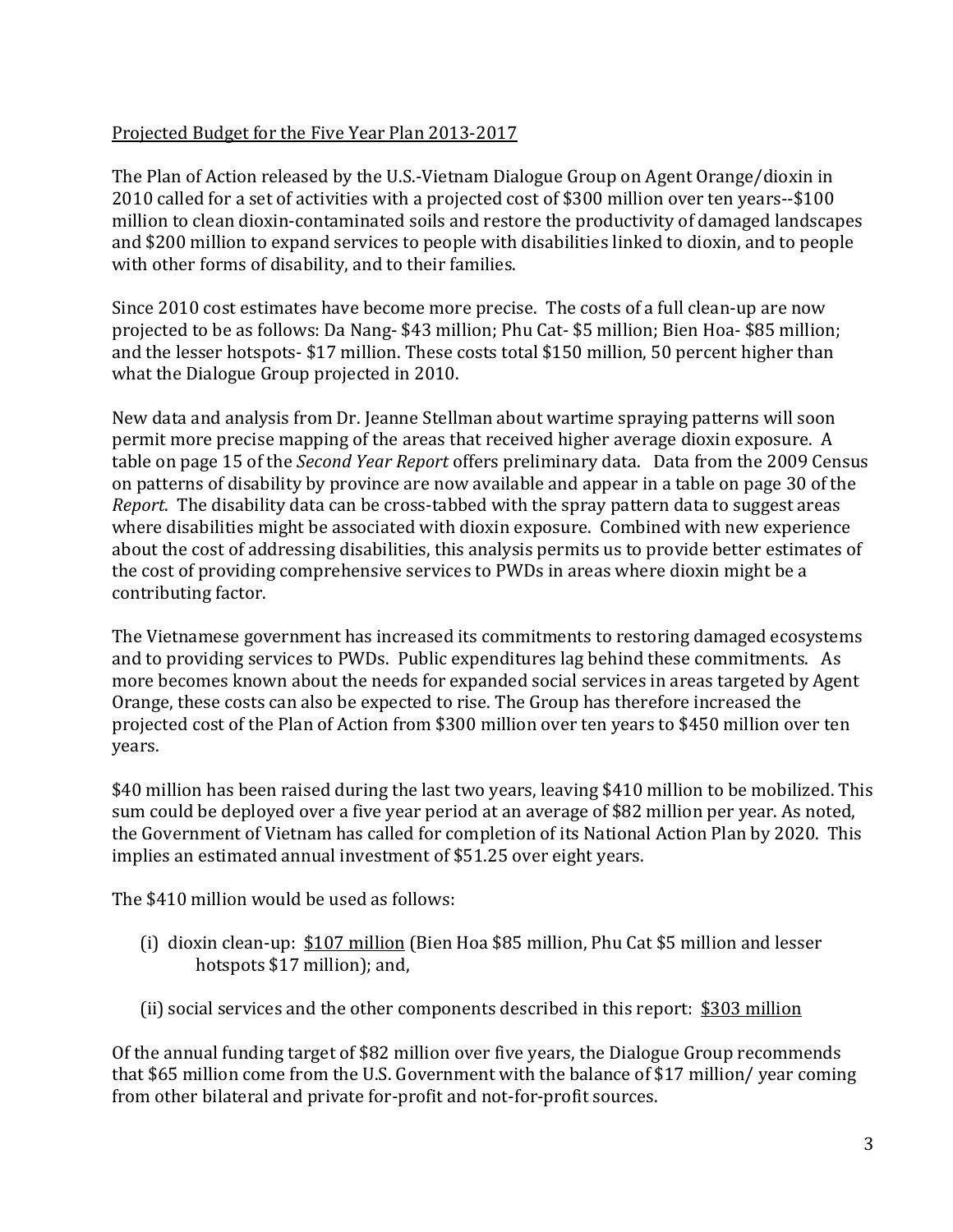Projected Budget for the Five Year Plan 2013-2017

The Plan of Action released by the U.S.-Vietnam Dialogue Group on Agent Orange/dioxin in 2010 called for a set of activities with a projected cost of $300 million over ten years--$100 million to clean dioxin-contaminated soils and restore the productivity of damaged landscapes and $200 million to expand services to people with disabilities linked to dioxin, and to people with other forms of disability, and to their families.

Since 2010 cost estimates have become more precise. The costs of a full clean-up are now projected to be as follows: Da Nang- $43 million; Phu Cat- $5 million; Bien Hoa- $85 million; and the lesser hotspots- $17 million. These costs total $150 million, 50 percent higher than what the Dialogue Group projected in 2010.

New data and analysis from Dr. Jeanne Stellman about wartime spraying patterns will soon permit more precise mapping of the areas that received higher average dioxin exposure. A table on page 15 of the *Second Year Report* offers preliminary data. Data from the 2009 Census on patterns of disability by province are now available and appear in a table on page 30 of the *Report*. The disability data can be cross-tabbed with the spray pattern data to suggest areas where disabilities might be associated with dioxin exposure. Combined with new experience about the cost of addressing disabilities, this analysis permits us to provide better estimates of the cost of providing comprehensive services to PWDs in areas where dioxin might be a contributing factor.

The Vietnamese government has increased its commitments to restoring damaged ecosystems and to providing services to PWDs. Public expenditures lag behind these commitments. As more becomes known about the needs for expanded social services in areas targeted by Agent Orange, these costs can also be expected to rise. The Group has therefore increased the projected cost of the Plan of Action from $300 million over ten years to $450 million over ten years.

$40 million has been raised during the last two years, leaving $410 million to be mobilized. This sum could be deployed over a five year period at an average of $82 million per year. As noted, the Government of Vietnam has called for completion of its National Action Plan by 2020. This implies an estimated annual investment of $51.25 over eight years.

The $410 million would be used as follows:

(i) dioxin clean-up: <u>$107 million</u> (Bien Hoa $85 million, Phu Cat $5 million and lesser hotspots $17 million); and,

(ii) social services and the other components described in this report: <u>$303 million</u>

Of the annual funding target of $82 million over five years, the Dialogue Group recommends that $65 million come from the U.S. Government with the balance of $17 million/ year coming from other bilateral and private for-profit and not-for-profit sources.